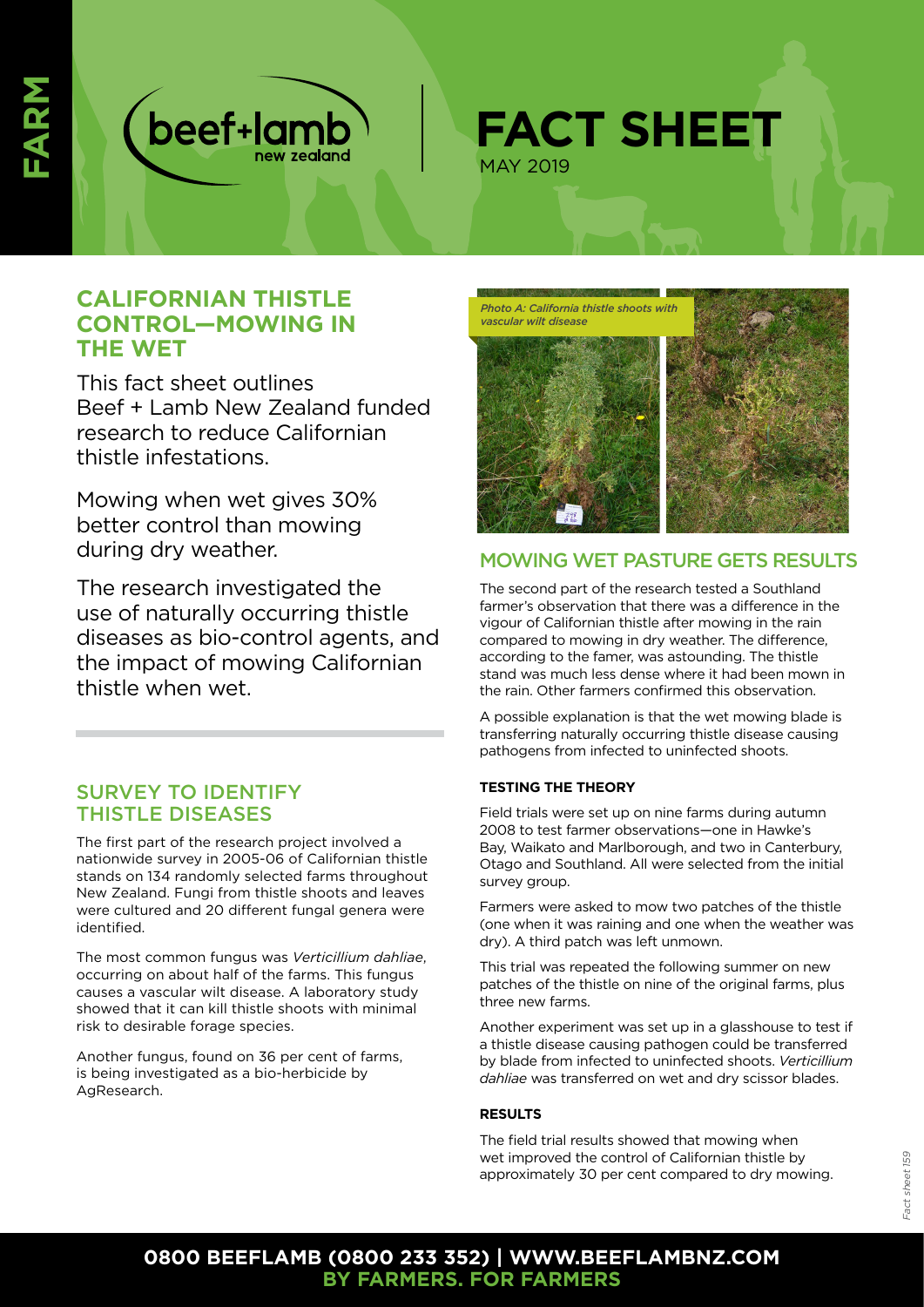FARM

beef+lamb new zealand

# FACT SHEET

MAY 2019

## CALIFORNIAN THISTLE CONTROL—MOWING IN THE WET

This fact sheet outlines Beef + Lamb New Zealand funded research to reduce Californian thistle infestations.

Mowing when wet gives 30% better control than mowing during dry weather.

The research investigated the use of naturally occurring thistle diseases as bio-control agents, and the impact of mowing Californian thistle when wet.

## SURVEY TO IDENTIFY THISTLE DISEASES

The first part of the research project involved a nationwide survey in 2005-06 of Californian thistle stands on 134 randomly selected farms throughout New Zealand. Fungi from thistle shoots and leaves were cultured and 20 different fungal genera were identified.

The most common fungus was *Verticillium dahliae*, occurring on about half of the farms. This fungus causes a vascular wilt disease. A laboratory study showed that it can kill thistle shoots with minimal risk to desirable forage species.

Another fungus, found on 36 per cent of farms, is being investigated as a bio-herbicide by AgResearch.

*Photo A: California thistle shoots with vascular wilt disease*

## MOWING WET PASTURE GETS RESULTS

The second part of the research tested a Southland farmer's observation that there was a difference in the vigour of Californian thistle after mowing in the rain compared to mowing in dry weather. The difference, according to the famer, was astounding. The thistle stand was much less dense where it had been mown in the rain. Other farmers confirmed this observation.

A possible explanation is that the wet mowing blade is transferring naturally occurring thistle disease causing pathogens from infected to uninfected shoots.

### TESTING THE THEORY

Field trials were set up on nine farms during autumn 2008 to test farmer observations—one in Hawke's Bay, Waikato and Marlborough, and two in Canterbury, Otago and Southland. All were selected from the initial survey group.

Farmers were asked to mow two patches of the thistle (one when it was raining and one when the weather was dry). A third patch was left unmown.

This trial was repeated the following summer on new patches of the thistle on nine of the original farms, plus three new farms.

Another experiment was set up in a glasshouse to test if a thistle disease causing pathogen could be transferred by blade from infected to uninfected shoots. *Verticillium dahliae* was transferred on wet and dry scissor blades.

### RESULTS

The field trial results showed that mowing when wet improved the control of Californian thistle by approximately 30 per cent compared to dry mowing.

Fact sheet 159

**0800 BEEFLAMB (0800 233 352) | WWW.BEEFLAMBNZ.COM**
**BY FARMERS. FOR FARMERS**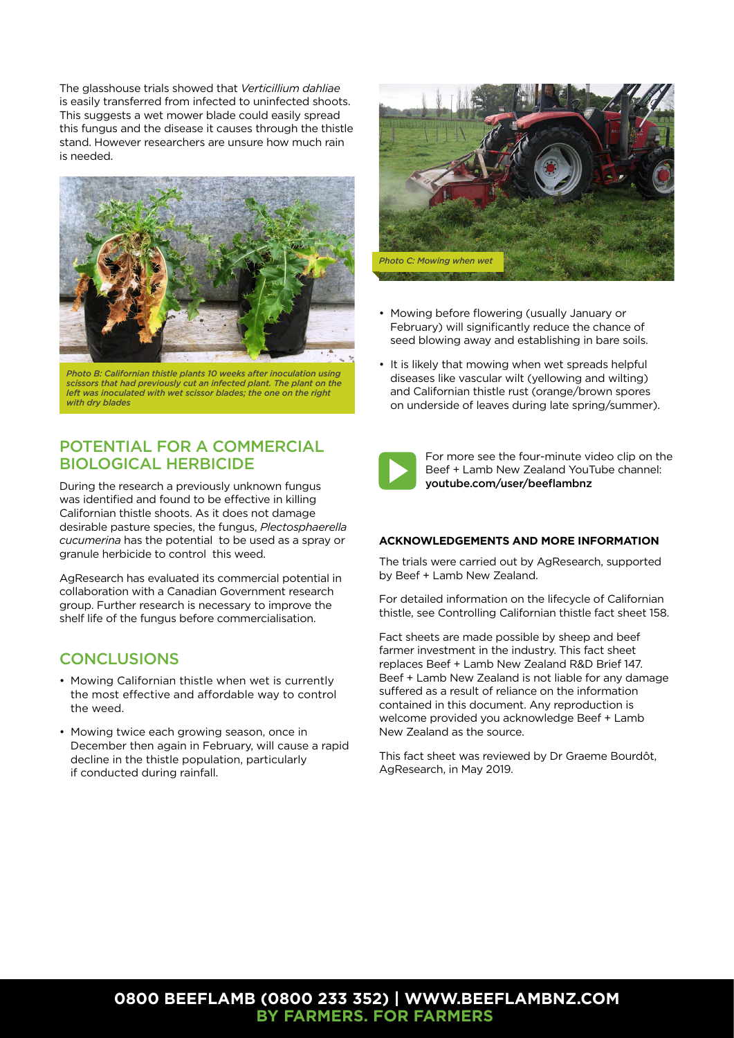The glasshouse trials showed that *Verticillium dahliae* is easily transferred from infected to uninfected shoots. This suggests a wet mower blade could easily spread this fungus and the disease it causes through the thistle stand. However researchers are unsure how much rain is needed.

*Photo B: Californian thistle plants 10 weeks after inoculation using scissors that had previously cut an infected plant. The plant on the left was inoculated with wet scissor blades; the one on the right with dry blades*

## POTENTIAL FOR A COMMERCIAL BIOLOGICAL HERBICIDE

During the research a previously unknown fungus was identified and found to be effective in killing Californian thistle shoots. As it does not damage desirable pasture species, the fungus, *Plectosphaerella cucumerina* has the potential to be used as a spray or granule herbicide to control this weed.

AgResearch has evaluated its commercial potential in collaboration with a Canadian Government research group. Further research is necessary to improve the shelf life of the fungus before commercialisation.

## CONCLUSIONS

- Mowing Californian thistle when wet is currently the most effective and affordable way to control the weed.
- Mowing twice each growing season, once in December then again in February, will cause a rapid decline in the thistle population, particularly if conducted during rainfall.

*Photo C: Mowing when wet*

- Mowing before flowering (usually January or February) will significantly reduce the chance of seed blowing away and establishing in bare soils.
- It is likely that mowing when wet spreads helpful diseases like vascular wilt (yellowing and wilting) and Californian thistle rust (orange/brown spores on underside of leaves during late spring/summer).

For more see the four-minute video clip on the Beef + Lamb New Zealand YouTube channel: **youtube.com/user/beeflambnz**

#### ACKNOWLEDGEMENTS AND MORE INFORMATION

The trials were carried out by AgResearch, supported by Beef + Lamb New Zealand.

For detailed information on the lifecycle of Californian thistle, see Controlling Californian thistle fact sheet 158.

Fact sheets are made possible by sheep and beef farmer investment in the industry. This fact sheet replaces Beef + Lamb New Zealand R&D Brief 147. Beef + Lamb New Zealand is not liable for any damage suffered as a result of reliance on the information contained in this document. Any reproduction is welcome provided you acknowledge Beef + Lamb New Zealand as the source.

This fact sheet was reviewed by Dr Graeme Bourdôt, AgResearch, in May 2019.